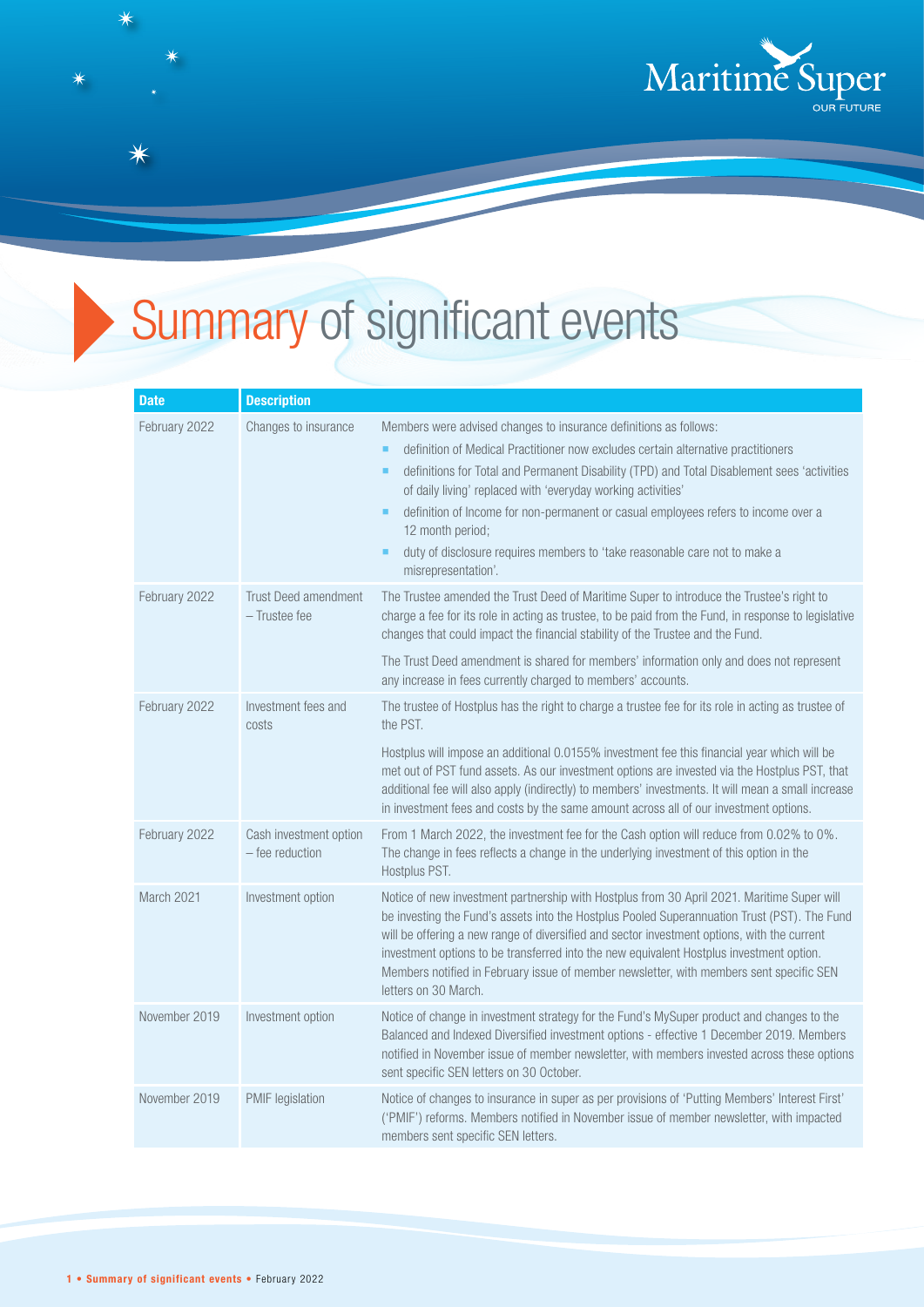Maritime Super

OUR FUTURE

# Summary of significant events

| Date | Description | |
|---|---|---|
| February 2022 | Changes to insurance | Members were advised changes to insurance definitions as follows:<br>- definition of Medical Practitioner now excludes certain alternative practitioners<br>- definitions for Total and Permanent Disability (TPD) and Total Disablement sees 'activities of daily living' replaced with 'everyday working activities'<br>- definition of Income for non-permanent or casual employees refers to income over a 12 month period;<br>- duty of disclosure requires members to 'take reasonable care not to make a misrepresentation'. |
| February 2022 | Trust Deed amendment – Trustee fee | The Trustee amended the Trust Deed of Maritime Super to introduce the Trustee's right to charge a fee for its role in acting as trustee, to be paid from the Fund, in response to legislative changes that could impact the financial stability of the Trustee and the Fund.<br><br>The Trust Deed amendment is shared for members' information only and does not represent any increase in fees currently charged to members' accounts. |
| February 2022 | Investment fees and costs | The trustee of Hostplus has the right to charge a trustee fee for its role in acting as trustee of the PST.<br><br>Hostplus will impose an additional 0.0155% investment fee this financial year which will be met out of PST fund assets. As our investment options are invested via the Hostplus PST, that additional fee will also apply (indirectly) to members' investments. It will mean a small increase in investment fees and costs by the same amount across all of our investment options. |
| February 2022 | Cash investment option – fee reduction | From 1 March 2022, the investment fee for the Cash option will reduce from 0.02% to 0%. The change in fees reflects a change in the underlying investment of this option in the Hostplus PST. |
| March 2021 | Investment option | Notice of new investment partnership with Hostplus from 30 April 2021. Maritime Super will be investing the Fund's assets into the Hostplus Pooled Superannuation Trust (PST). The Fund will be offering a new range of diversified and sector investment options, with the current investment options to be transferred into the new equivalent Hostplus investment option. Members notified in February issue of member newsletter, with members sent specific SEN letters on 30 March. |
| November 2019 | Investment option | Notice of change in investment strategy for the Fund's MySuper product and changes to the Balanced and Indexed Diversified investment options - effective 1 December 2019. Members notified in November issue of member newsletter, with members invested across these options sent specific SEN letters on 30 October. |
| November 2019 | PMIF legislation | Notice of changes to insurance in super as per provisions of 'Putting Members' Interest First' ('PMIF') reforms. Members notified in November issue of member newsletter, with impacted members sent specific SEN letters. |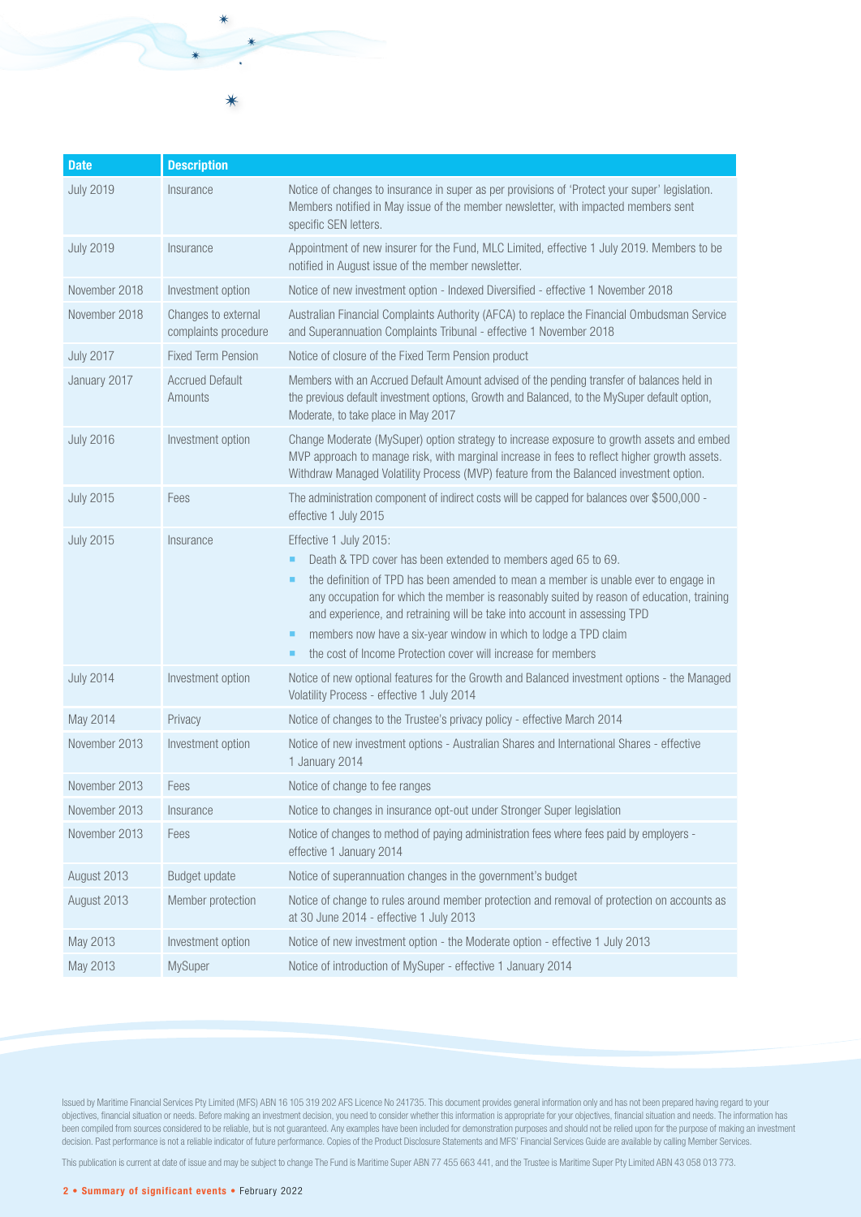| Date | Description | |
|---|---|---|
| July 2019 | Insurance | Notice of changes to insurance in super as per provisions of 'Protect your super' legislation. Members notified in May issue of the member newsletter, with impacted members sent specific SEN letters. |
| July 2019 | Insurance | Appointment of new insurer for the Fund, MLC Limited, effective 1 July 2019. Members to be notified in August issue of the member newsletter. |
| November 2018 | Investment option | Notice of new investment option - Indexed Diversified - effective 1 November 2018 |
| November 2018 | Changes to external complaints procedure | Australian Financial Complaints Authority (AFCA) to replace the Financial Ombudsman Service and Superannuation Complaints Tribunal - effective 1 November 2018 |
| July 2017 | Fixed Term Pension | Notice of closure of the Fixed Term Pension product |
| January 2017 | Accrued Default Amounts | Members with an Accrued Default Amount advised of the pending transfer of balances held in the previous default investment options, Growth and Balanced, to the MySuper default option, Moderate, to take place in May 2017 |
| July 2016 | Investment option | Change Moderate (MySuper) option strategy to increase exposure to growth assets and embed MVP approach to manage risk, with marginal increase in fees to reflect higher growth assets. Withdraw Managed Volatility Process (MVP) feature from the Balanced investment option. |
| July 2015 | Fees | The administration component of indirect costs will be capped for balances over $500,000 - effective 1 July 2015 |
| July 2015 | Insurance | Effective 1 July 2015:<br>- Death & TPD cover has been extended to members aged 65 to 69.<br>- the definition of TPD has been amended to mean a member is unable ever to engage in any occupation for which the member is reasonably suited by reason of education, training and experience, and retraining will be take into account in assessing TPD<br>- members now have a six-year window in which to lodge a TPD claim<br>- the cost of Income Protection cover will increase for members |
| July 2014 | Investment option | Notice of new optional features for the Growth and Balanced investment options - the Managed Volatility Process - effective 1 July 2014 |
| May 2014 | Privacy | Notice of changes to the Trustee's privacy policy - effective March 2014 |
| November 2013 | Investment option | Notice of new investment options - Australian Shares and International Shares - effective 1 January 2014 |
| November 2013 | Fees | Notice of change to fee ranges |
| November 2013 | Insurance | Notice to changes in insurance opt-out under Stronger Super legislation |
| November 2013 | Fees | Notice of changes to method of paying administration fees where fees paid by employers - effective 1 January 2014 |
| August 2013 | Budget update | Notice of superannuation changes in the government's budget |
| August 2013 | Member protection | Notice of change to rules around member protection and removal of protection on accounts as at 30 June 2014 - effective 1 July 2013 |
| May 2013 | Investment option | Notice of new investment option - the Moderate option - effective 1 July 2013 |
| May 2013 | MySuper | Notice of introduction of MySuper - effective 1 January 2014 |

Issued by Maritime Financial Services Pty Limited (MFS) ABN 16 105 319 202 AFS Licence No 241735. This document provides general information only and has not been prepared having regard to your objectives, financial situation or needs. Before making an investment decision, you need to consider whether this information is appropriate for your objectives, financial situation and needs. The information has been compiled from sources considered to be reliable, but is not guaranteed. Any examples have been included for demonstration purposes and should not be relied upon for the purpose of making an investment decision. Past performance is not a reliable indicator of future performance. Copies of the Product Disclosure Statements and MFS' Financial Services Guide are available by calling Member Services.

This publication is current at date of issue and may be subject to change The Fund is Maritime Super ABN 77 455 663 441, and the Trustee is Maritime Super Pty Limited ABN 43 058 013 773.